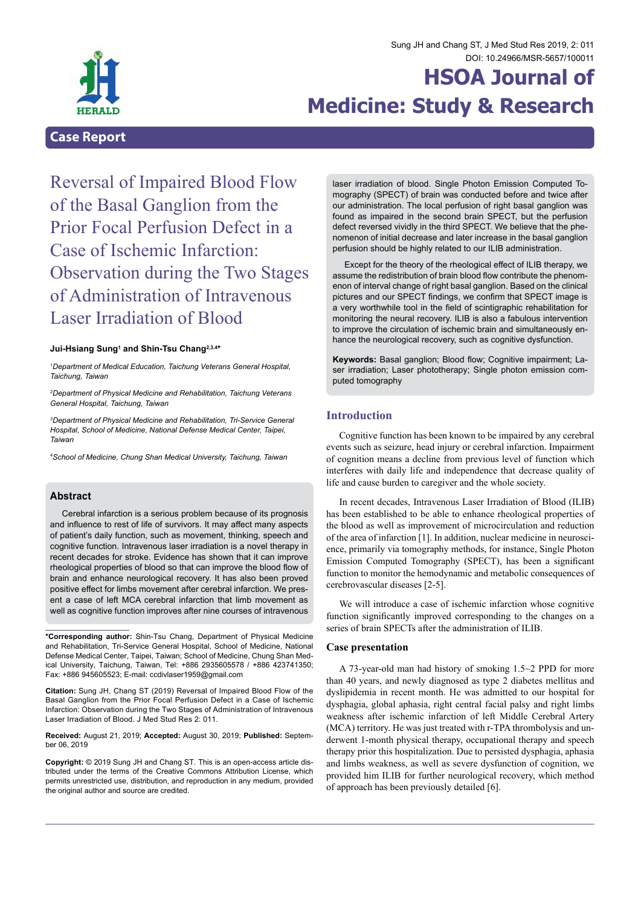Case Report

# Reversal of Impaired Blood Flow of the Basal Ganglion from the Prior Focal Perfusion Defect in a Case of Ischemic Infarction: Observation during the Two Stages of Administration of Intravenous Laser Irradiation of Blood

**Jui-Hsiang Sung[1] and Shin-Tsu Chang[2,3,4]***

[1]*Department of Medical Education, Taichung Veterans General Hospital, Taichung, Taiwan*

[2]*Department of Physical Medicine and Rehabilitation, Taichung Veterans General Hospital, Taichung, Taiwan*

[3]*Department of Physical Medicine and Rehabilitation, Tri-Service General Hospital, School of Medicine, National Defense Medical Center, Taipei, Taiwan*

[4]*School of Medicine, Chung Shan Medical University, Taichung, Taiwan*

## Abstract

Cerebral infarction is a serious problem because of its prognosis and influence to rest of life of survivors. It may affect many aspects of patient's daily function, such as movement, thinking, speech and cognitive function. Intravenous laser irradiation is a novel therapy in recent decades for stroke. Evidence has shown that it can improve rheological properties of blood so that can improve the blood flow of brain and enhance neurological recovery. It has also been proved positive effect for limbs movement after cerebral infarction. We present a case of left MCA cerebral infarction that limb movement as well as cognitive function improves after nine courses of intravenous laser irradiation of blood. Single Photon Emission Computed Tomography (SPECT) of brain was conducted before and twice after our administration. The local perfusion of right basal ganglion was found as impaired in the second brain SPECT, but the perfusion defect reversed vividly in the third SPECT. We believe that the phenomenon of initial decrease and later increase in the basal ganglion perfusion should be highly related to our ILIB administration.

Except for the theory of the rheological effect of ILIB therapy, we assume the redistribution of brain blood flow contribute the phenomenon of interval change of right basal ganglion. Based on the clinical pictures and our SPECT findings, we confirm that SPECT image is a very worthwhile tool in the field of scintigraphic rehabilitation for monitoring the neural recovery. ILIB is also a fabulous intervention to improve the circulation of ischemic brain and simultaneously enhance the neurological recovery, such as cognitive dysfunction.

**Keywords:** Basal ganglion; Blood flow; Cognitive impairment; Laser irradiation; Laser phototherapy; Single photon emission computed tomography

**\*Corresponding author:** Shin-Tsu Chang, Department of Physical Medicine and Rehabilitation, Tri-Service General Hospital, School of Medicine, National Defense Medical Center, Taipei, Taiwan; School of Medicine, Chung Shan Medical University, Taichung, Taiwan, Tel: +886 2935605578 / +886 423741350; Fax: +886 945605523; E-mail: ccdivlaser1959@gmail.com

**Citation:** Sung JH, Chang ST (2019) Reversal of Impaired Blood Flow of the Basal Ganglion from the Prior Focal Perfusion Defect in a Case of Ischemic Infarction: Observation during the Two Stages of Administration of Intravenous Laser Irradiation of Blood. J Med Stud Res 2: 011.

**Received:** August 21, 2019; **Accepted:** August 30, 2019; **Published:** September 06, 2019

**Copyright:** © 2019 Sung JH and Chang ST. This is an open-access article distributed under the terms of the Creative Commons Attribution License, which permits unrestricted use, distribution, and reproduction in any medium, provided the original author and source are credited.

## Introduction

Cognitive function has been known to be impaired by any cerebral events such as seizure, head injury or cerebral infarction. Impairment of cognition means a decline from previous level of function which interferes with daily life and independence that decrease quality of life and cause burden to caregiver and the whole society.

In recent decades, Intravenous Laser Irradiation of Blood (ILIB) has been established to be able to enhance rheological properties of the blood as well as improvement of microcirculation and reduction of the area of infarction [1]. In addition, nuclear medicine in neuroscience, primarily via tomography methods, for instance, Single Photon Emission Computed Tomography (SPECT), has been a significant function to monitor the hemodynamic and metabolic consequences of cerebrovascular diseases [2-5].

We will introduce a case of ischemic infarction whose cognitive function significantly improved corresponding to the changes on a series of brain SPECTs after the administration of ILIB.

### Case presentation

A 73-year-old man had history of smoking 1.5~2 PPD for more than 40 years, and newly diagnosed as type 2 diabetes mellitus and dyslipidemia in recent month. He was admitted to our hospital for dysphagia, global aphasia, right central facial palsy and right limbs weakness after ischemic infarction of left Middle Cerebral Artery (MCA) territory. He was just treated with r-TPA thrombolysis and underwent 1-month physical therapy, occupational therapy and speech therapy prior this hospitalization. Due to persisted dysphagia, aphasia and limbs weakness, as well as severe dysfunction of cognition, we provided him ILIB for further neurological recovery, which method of approach has been previously detailed [6].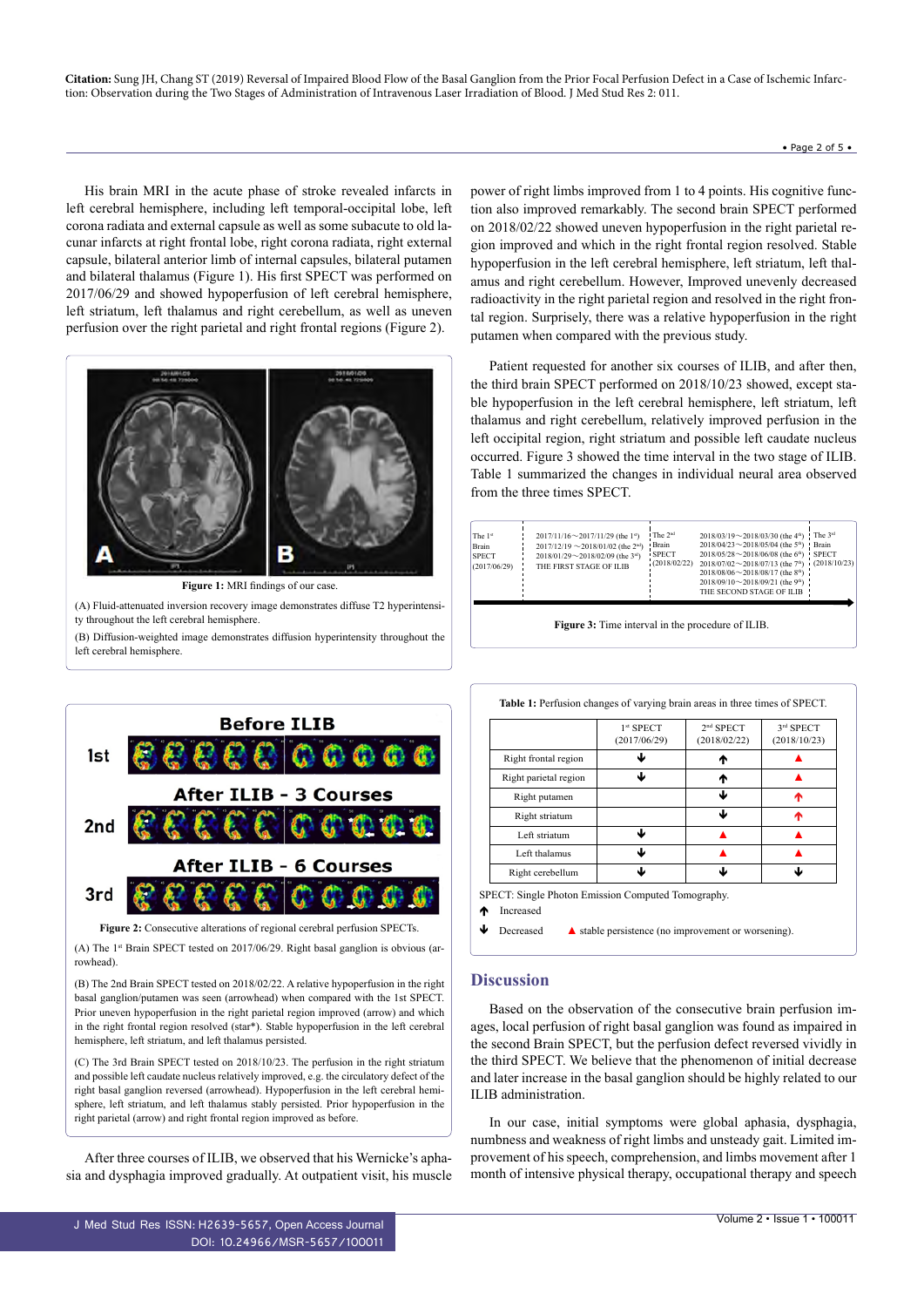His brain MRI in the acute phase of stroke revealed infarcts in left cerebral hemisphere, including left temporal-occipital lobe, left corona radiata and external capsule as well as some subacute to old lacunar infarcts at right frontal lobe, right corona radiata, right external capsule, bilateral anterior limb of internal capsules, bilateral putamen and bilateral thalamus (Figure 1). His first SPECT was performed on 2017/06/29 and showed hypoperfusion of left cerebral hemisphere, left striatum, left thalamus and right cerebellum, as well as uneven perfusion over the right parietal and right frontal regions (Figure 2).

**Figure 1:** MRI findings of our case.

(A) Fluid-attenuated inversion recovery image demonstrates diffuse T2 hyperintensity throughout the left cerebral hemisphere.

(B) Diffusion-weighted image demonstrates diffusion hyperintensity throughout the left cerebral hemisphere.

**Figure 2:** Consecutive alterations of regional cerebral perfusion SPECTs.

(A) The 1st Brain SPECT tested on 2017/06/29. Right basal ganglion is obvious (arrowhead).

(B) The 2nd Brain SPECT tested on 2018/02/22. A relative hypoperfusion in the right basal ganglion/putamen was seen (arrowhead) when compared with the 1st SPECT. Prior uneven hypoperfusion in the right parietal region improved (arrow) and which in the right frontal region resolved (star*). Stable hypoperfusion in the left cerebral hemisphere, left striatum, and left thalamus persisted.

(C) The 3rd Brain SPECT tested on 2018/10/23. The perfusion in the right striatum and possible left caudate nucleus relatively improved, e.g. the circulatory defect of the right basal ganglion reversed (arrowhead). Hypoperfusion in the left cerebral hemisphere, left striatum, and left thalamus stably persisted. Prior hypoperfusion in the right parietal (arrow) and right frontal region improved as before.

After three courses of ILIB, we observed that his Wernicke's aphasia and dysphagia improved gradually. At outpatient visit, his muscle power of right limbs improved from 1 to 4 points. His cognitive function also improved remarkably. The second brain SPECT performed on 2018/02/22 showed uneven hypoperfusion in the right parietal region improved and which in the right frontal region resolved. Stable hypoperfusion in the left cerebral hemisphere, left striatum, left thalamus and right cerebellum. However, Improved unevenly decreased radioactivity in the right parietal region and resolved in the right frontal region. Surprisely, there was a relative hypoperfusion in the right putamen when compared with the previous study.

Patient requested for another six courses of ILIB, and after then, the third brain SPECT performed on 2018/10/23 showed, except stable hypoperfusion in the left cerebral hemisphere, left striatum, left thalamus and right cerebellum, relatively improved perfusion in the left occipital region, right striatum and possible left caudate nucleus occurred. Figure 3 showed the time interval in the two stage of ILIB. Table 1 summarized the changes in individual neural area observed from the three times SPECT.

| The 1st Brain SPECT (2017/06/29) | 2017/11/16～2017/11/29 (the 1st)<br>2017/12/19～2018/01/02 (the 2nd)<br>2018/01/29～2018/02/09 (the 3rd)<br>THE FIRST STAGE OF ILIB | The 2nd Brain SPECT (2018/02/22) | 2018/03/19～2018/03/30 (the 4th)<br>2018/04/23～2018/05/04 (the 5th)<br>2018/05/28～2018/06/08 (the 6th)<br>2018/07/02～2018/07/13 (the 7th)<br>2018/08/06～2018/08/17 (the 8th)<br>2018/09/10～2018/09/21 (the 9th)<br>THE SECOND STAGE OF ILIB | The 3rd Brain SPECT (2018/10/23) |
|---|---|---|---|---|

**Figure 3:** Time interval in the procedure of ILIB.

**Table 1:** Perfusion changes of varying brain areas in three times of SPECT.

| | 1st SPECT (2017/06/29) | 2nd SPECT (2018/02/22) | 3rd SPECT (2018/10/23) |
|---|---|---|---|
| Right frontal region | ↓ | ↑ | ▲ |
| Right parietal region | ↓ | ↑ | ▲ |
| Right putamen | | ↓ | ↑ |
| Right striatum | | ↓ | ↑ |
| Left striatum | ↓ | ▲ | ▲ |
| Left thalamus | ↓ | ▲ | ▲ |
| Right cerebellum | ↓ | ↓ | ↓ |

SPECT: Single Photon Emission Computed Tomography.

↑ Increased

↓ Decreased ▲ stable persistence (no improvement or worsening).

## Discussion

Based on the observation of the consecutive brain perfusion images, local perfusion of right basal ganglion was found as impaired in the second Brain SPECT, but the perfusion defect reversed vividly in the third SPECT. We believe that the phenomenon of initial decrease and later increase in the basal ganglion should be highly related to our ILIB administration.

In our case, initial symptoms were global aphasia, dysphagia, numbness and weakness of right limbs and unsteady gait. Limited improvement of his speech, comprehension, and limbs movement after 1 month of intensive physical therapy, occupational therapy and speech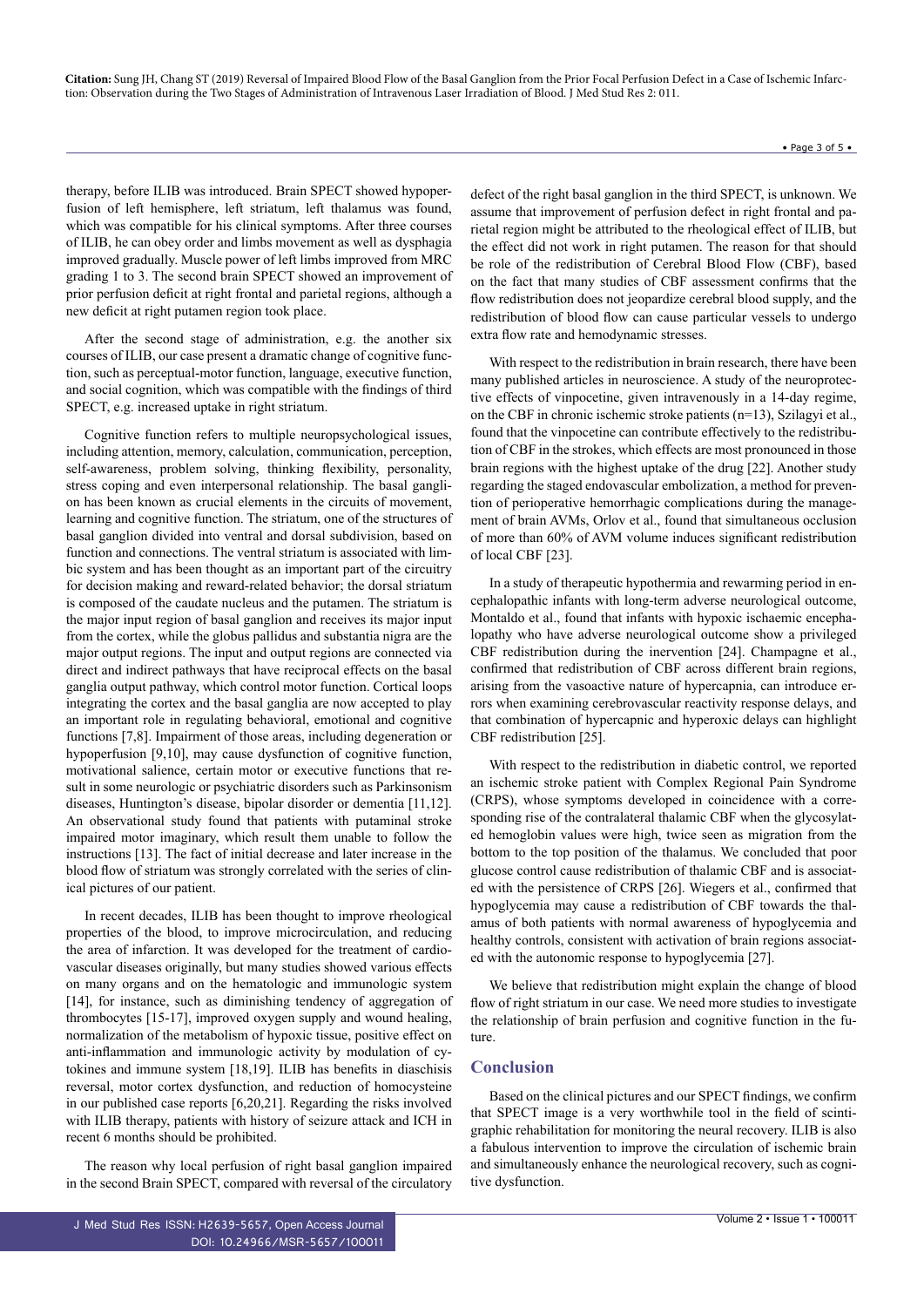therapy, before ILIB was introduced. Brain SPECT showed hypoperfusion of left hemisphere, left striatum, left thalamus was found, which was compatible for his clinical symptoms. After three courses of ILIB, he can obey order and limbs movement as well as dysphagia improved gradually. Muscle power of left limbs improved from MRC grading 1 to 3. The second brain SPECT showed an improvement of prior perfusion deficit at right frontal and parietal regions, although a new deficit at right putamen region took place.

After the second stage of administration, e.g. the another six courses of ILIB, our case present a dramatic change of cognitive function, such as perceptual-motor function, language, executive function, and social cognition, which was compatible with the findings of third SPECT, e.g. increased uptake in right striatum.

Cognitive function refers to multiple neuropsychological issues, including attention, memory, calculation, communication, perception, self-awareness, problem solving, thinking flexibility, personality, stress coping and even interpersonal relationship. The basal ganglion has been known as crucial elements in the circuits of movement, learning and cognitive function. The striatum, one of the structures of basal ganglion divided into ventral and dorsal subdivision, based on function and connections. The ventral striatum is associated with limbic system and has been thought as an important part of the circuitry for decision making and reward-related behavior; the dorsal striatum is composed of the caudate nucleus and the putamen. The striatum is the major input region of basal ganglion and receives its major input from the cortex, while the globus pallidus and substantia nigra are the major output regions. The input and output regions are connected via direct and indirect pathways that have reciprocal effects on the basal ganglia output pathway, which control motor function. Cortical loops integrating the cortex and the basal ganglia are now accepted to play an important role in regulating behavioral, emotional and cognitive functions [7,8]. Impairment of those areas, including degeneration or hypoperfusion [9,10], may cause dysfunction of cognitive function, motivational salience, certain motor or executive functions that result in some neurologic or psychiatric disorders such as Parkinsonism diseases, Huntington's disease, bipolar disorder or dementia [11,12]. An observational study found that patients with putaminal stroke impaired motor imaginary, which result them unable to follow the instructions [13]. The fact of initial decrease and later increase in the blood flow of striatum was strongly correlated with the series of clinical pictures of our patient.

In recent decades, ILIB has been thought to improve rheological properties of the blood, to improve microcirculation, and reducing the area of infarction. It was developed for the treatment of cardiovascular diseases originally, but many studies showed various effects on many organs and on the hematologic and immunologic system [14], for instance, such as diminishing tendency of aggregation of thrombocytes [15-17], improved oxygen supply and wound healing, normalization of the metabolism of hypoxic tissue, positive effect on anti-inflammation and immunologic activity by modulation of cytokines and immune system [18,19]. ILIB has benefits in diaschisis reversal, motor cortex dysfunction, and reduction of homocysteine in our published case reports [6,20,21]. Regarding the risks involved with ILIB therapy, patients with history of seizure attack and ICH in recent 6 months should be prohibited.

The reason why local perfusion of right basal ganglion impaired in the second Brain SPECT, compared with reversal of the circulatory defect of the right basal ganglion in the third SPECT, is unknown. We assume that improvement of perfusion defect in right frontal and parietal region might be attributed to the rheological effect of ILIB, but the effect did not work in right putamen. The reason for that should be role of the redistribution of Cerebral Blood Flow (CBF), based on the fact that many studies of CBF assessment confirms that the flow redistribution does not jeopardize cerebral blood supply, and the redistribution of blood flow can cause particular vessels to undergo extra flow rate and hemodynamic stresses.

With respect to the redistribution in brain research, there have been many published articles in neuroscience. A study of the neuroprotective effects of vinpocetine, given intravenously in a 14-day regime, on the CBF in chronic ischemic stroke patients (n=13), Szilagyi et al., found that the vinpocetine can contribute effectively to the redistribution of CBF in the strokes, which effects are most pronounced in those brain regions with the highest uptake of the drug [22]. Another study regarding the staged endovascular embolization, a method for prevention of perioperative hemorrhagic complications during the management of brain AVMs, Orlov et al., found that simultaneous occlusion of more than 60% of AVM volume induces significant redistribution of local CBF [23].

In a study of therapeutic hypothermia and rewarming period in encephalopathic infants with long-term adverse neurological outcome, Montaldo et al., found that infants with hypoxic ischaemic encephalopathy who have adverse neurological outcome show a privileged CBF redistribution during the inervention [24]. Champagne et al., confirmed that redistribution of CBF across different brain regions, arising from the vasoactive nature of hypercapnia, can introduce errors when examining cerebrovascular reactivity response delays, and that combination of hypercapnic and hyperoxic delays can highlight CBF redistribution [25].

With respect to the redistribution in diabetic control, we reported an ischemic stroke patient with Complex Regional Pain Syndrome (CRPS), whose symptoms developed in coincidence with a corresponding rise of the contralateral thalamic CBF when the glycosylated hemoglobin values were high, twice seen as migration from the bottom to the top position of the thalamus. We concluded that poor glucose control cause redistribution of thalamic CBF and is associated with the persistence of CRPS [26]. Wiegers et al., confirmed that hypoglycemia may cause a redistribution of CBF towards the thalamus of both patients with normal awareness of hypoglycemia and healthy controls, consistent with activation of brain regions associated with the autonomic response to hypoglycemia [27].

We believe that redistribution might explain the change of blood flow of right striatum in our case. We need more studies to investigate the relationship of brain perfusion and cognitive function in the future.

## Conclusion

Based on the clinical pictures and our SPECT findings, we confirm that SPECT image is a very worthwhile tool in the field of scintigraphic rehabilitation for monitoring the neural recovery. ILIB is also a fabulous intervention to improve the circulation of ischemic brain and simultaneously enhance the neurological recovery, such as cognitive dysfunction.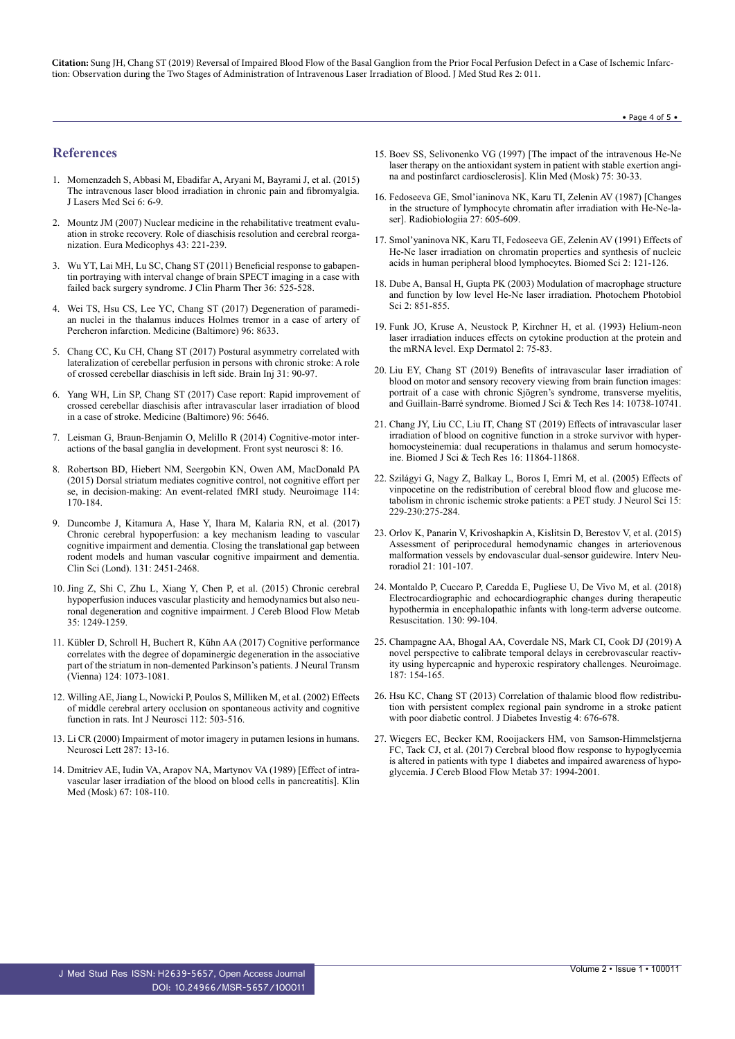## References

1. Momenzadeh S, Abbasi M, Ebadifar A, Aryani M, Bayrami J, et al. (2015) The intravenous laser blood irradiation in chronic pain and fibromyalgia. J Lasers Med Sci 6: 6-9.
2. Mountz JM (2007) Nuclear medicine in the rehabilitative treatment evaluation in stroke recovery. Role of diaschisis resolution and cerebral reorganization. Eura Medicophys 43: 221-239.
3. Wu YT, Lai MH, Lu SC, Chang ST (2011) Beneficial response to gabapentin portraying with interval change of brain SPECT imaging in a case with failed back surgery syndrome. J Clin Pharm Ther 36: 525-528.
4. Wei TS, Hsu CS, Lee YC, Chang ST (2017) Degeneration of paramedian nuclei in the thalamus induces Holmes tremor in a case of artery of Percheron infarction. Medicine (Baltimore) 96: 8633.
5. Chang CC, Ku CH, Chang ST (2017) Postural asymmetry correlated with lateralization of cerebellar perfusion in persons with chronic stroke: A role of crossed cerebellar diaschisis in left side. Brain Inj 31: 90-97.
6. Yang WH, Lin SP, Chang ST (2017) Case report: Rapid improvement of crossed cerebellar diaschisis after intravascular laser irradiation of blood in a case of stroke. Medicine (Baltimore) 96: 5646.
7. Leisman G, Braun-Benjamin O, Melillo R (2014) Cognitive-motor interactions of the basal ganglia in development. Front syst neurosci 8: 16.
8. Robertson BD, Hiebert NM, Seergobin KN, Owen AM, MacDonald PA (2015) Dorsal striatum mediates cognitive control, not cognitive effort per se, in decision-making: An event-related fMRI study. Neuroimage 114: 170-184.
9. Duncombe J, Kitamura A, Hase Y, Ihara M, Kalaria RN, et al. (2017) Chronic cerebral hypoperfusion: a key mechanism leading to vascular cognitive impairment and dementia. Closing the translational gap between rodent models and human vascular cognitive impairment and dementia. Clin Sci (Lond). 131: 2451-2468.
10. Jing Z, Shi C, Zhu L, Xiang Y, Chen P, et al. (2015) Chronic cerebral hypoperfusion induces vascular plasticity and hemodynamics but also neuronal degeneration and cognitive impairment. J Cereb Blood Flow Metab 35: 1249-1259.
11. Kübler D, Schroll H, Buchert R, Kühn AA (2017) Cognitive performance correlates with the degree of dopaminergic degeneration in the associative part of the striatum in non-demented Parkinson's patients. J Neural Transm (Vienna) 124: 1073-1081.
12. Willing AE, Jiang L, Nowicki P, Poulos S, Milliken M, et al. (2002) Effects of middle cerebral artery occlusion on spontaneous activity and cognitive function in rats. Int J Neurosci 112: 503-516.
13. Li CR (2000) Impairment of motor imagery in putamen lesions in humans. Neurosci Lett 287: 13-16.
14. Dmitriev AE, Iudin VA, Arapov NA, Martynov VA (1989) [Effect of intravascular laser irradiation of the blood on blood cells in pancreatitis]. Klin Med (Mosk) 67: 108-110.
15. Boev SS, Selivonenko VG (1997) [The impact of the intravenous He-Ne laser therapy on the antioxidant system in patient with stable exertion angina and postinfarct cardiosclerosis]. Klin Med (Mosk) 75: 30-33.
16. Fedoseeva GE, Smol'ianinova NK, Karu TI, Zelenin AV (1987) [Changes in the structure of lymphocyte chromatin after irradiation with He-Ne-laser]. Radiobiologiia 27: 605-609.
17. Smol'yaninova NK, Karu TI, Fedoseeva GE, Zelenin AV (1991) Effects of He-Ne laser irradiation on chromatin properties and synthesis of nucleic acids in human peripheral blood lymphocytes. Biomed Sci 2: 121-126.
18. Dube A, Bansal H, Gupta PK (2003) Modulation of macrophage structure and function by low level He-Ne laser irradiation. Photochem Photobiol Sci 2: 851-855.
19. Funk JO, Kruse A, Neustock P, Kirchner H, et al. (1993) Helium-neon laser irradiation induces effects on cytokine production at the protein and the mRNA level. Exp Dermatol 2: 75-83.
20. Liu EY, Chang ST (2019) Benefits of intravascular laser irradiation of blood on motor and sensory recovery viewing from brain function images: portrait of a case with chronic Sjögren's syndrome, transverse myelitis, and Guillain-Barré syndrome. Biomed J Sci & Tech Res 14: 10738-10741.
21. Chang JY, Liu CC, Liu IT, Chang ST (2019) Effects of intravascular laser irradiation of blood on cognitive function in a stroke survivor with hyperhomocysteinemia: dual recuperations in thalamus and serum homocysteine. Biomed J Sci & Tech Res 16: 11864-11868.
22. Szilágyi G, Nagy Z, Balkay L, Boros I, Emri M, et al. (2005) Effects of vinpocetine on the redistribution of cerebral blood flow and glucose metabolism in chronic ischemic stroke patients: a PET study. J Neurol Sci 15: 229-230:275-284.
23. Orlov K, Panarin V, Krivoshapkin A, Kislitsin D, Berestov V, et al. (2015) Assessment of periprocedural hemodynamic changes in arteriovenous malformation vessels by endovascular dual-sensor guidewire. Interv Neuroradiol 21: 101-107.
24. Montaldo P, Cuccaro P, Caredda E, Pugliese U, De Vivo M, et al. (2018) Electrocardiographic and echocardiographic changes during therapeutic hypothermia in encephalopathic infants with long-term adverse outcome. Resuscitation. 130: 99-104.
25. Champagne AA, Bhogal AA, Coverdale NS, Mark CI, Cook DJ (2019) A novel perspective to calibrate temporal delays in cerebrovascular reactivity using hypercapnic and hyperoxic respiratory challenges. Neuroimage. 187: 154-165.
26. Hsu KC, Chang ST (2013) Correlation of thalamic blood flow redistribution with persistent complex regional pain syndrome in a stroke patient with poor diabetic control. J Diabetes Investig 4: 676-678.
27. Wiegers EC, Becker KM, Rooijackers HM, von Samson-Himmelstjerna FC, Tack CJ, et al. (2017) Cerebral blood flow response to hypoglycemia is altered in patients with type 1 diabetes and impaired awareness of hypoglycemia. J Cereb Blood Flow Metab 37: 1994-2001.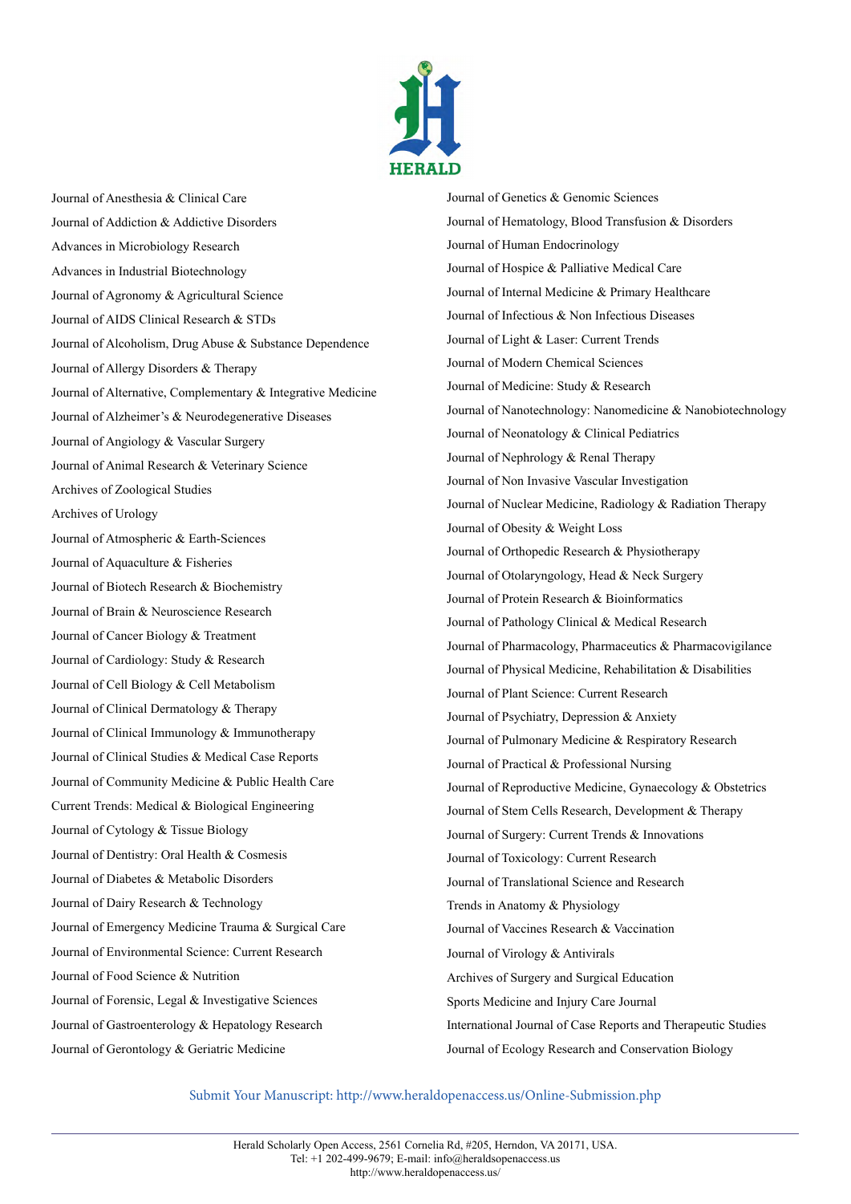HERALD

Journal of Anesthesia & Clinical Care
Journal of Addiction & Addictive Disorders
Advances in Microbiology Research
Advances in Industrial Biotechnology
Journal of Agronomy & Agricultural Science
Journal of AIDS Clinical Research & STDs
Journal of Alcoholism, Drug Abuse & Substance Dependence
Journal of Allergy Disorders & Therapy
Journal of Alternative, Complementary & Integrative Medicine
Journal of Alzheimer's & Neurodegenerative Diseases
Journal of Angiology & Vascular Surgery
Journal of Animal Research & Veterinary Science
Archives of Zoological Studies
Archives of Urology
Journal of Atmospheric & Earth-Sciences
Journal of Aquaculture & Fisheries
Journal of Biotech Research & Biochemistry
Journal of Brain & Neuroscience Research
Journal of Cancer Biology & Treatment
Journal of Cardiology: Study & Research
Journal of Cell Biology & Cell Metabolism
Journal of Clinical Dermatology & Therapy
Journal of Clinical Immunology & Immunotherapy
Journal of Clinical Studies & Medical Case Reports
Journal of Community Medicine & Public Health Care
Current Trends: Medical & Biological Engineering
Journal of Cytology & Tissue Biology
Journal of Dentistry: Oral Health & Cosmesis
Journal of Diabetes & Metabolic Disorders
Journal of Dairy Research & Technology
Journal of Emergency Medicine Trauma & Surgical Care
Journal of Environmental Science: Current Research
Journal of Food Science & Nutrition
Journal of Forensic, Legal & Investigative Sciences
Journal of Gastroenterology & Hepatology Research
Journal of Gerontology & Geriatric Medicine
Journal of Genetics & Genomic Sciences
Journal of Hematology, Blood Transfusion & Disorders
Journal of Human Endocrinology
Journal of Hospice & Palliative Medical Care
Journal of Internal Medicine & Primary Healthcare
Journal of Infectious & Non Infectious Diseases
Journal of Light & Laser: Current Trends
Journal of Modern Chemical Sciences
Journal of Medicine: Study & Research
Journal of Nanotechnology: Nanomedicine & Nanobiotechnology
Journal of Neonatology & Clinical Pediatrics
Journal of Nephrology & Renal Therapy
Journal of Non Invasive Vascular Investigation
Journal of Nuclear Medicine, Radiology & Radiation Therapy
Journal of Obesity & Weight Loss
Journal of Orthopedic Research & Physiotherapy
Journal of Otolaryngology, Head & Neck Surgery
Journal of Protein Research & Bioinformatics
Journal of Pathology Clinical & Medical Research
Journal of Pharmacology, Pharmaceutics & Pharmacovigilance
Journal of Physical Medicine, Rehabilitation & Disabilities
Journal of Plant Science: Current Research
Journal of Psychiatry, Depression & Anxiety
Journal of Pulmonary Medicine & Respiratory Research
Journal of Practical & Professional Nursing
Journal of Reproductive Medicine, Gynaecology & Obstetrics
Journal of Stem Cells Research, Development & Therapy
Journal of Surgery: Current Trends & Innovations
Journal of Toxicology: Current Research
Journal of Translational Science and Research
Trends in Anatomy & Physiology
Journal of Vaccines Research & Vaccination
Journal of Virology & Antivirals
Archives of Surgery and Surgical Education
Sports Medicine and Injury Care Journal
International Journal of Case Reports and Therapeutic Studies
Journal of Ecology Research and Conservation Biology

Submit Your Manuscript: http://www.heraldopenaccess.us/Online-Submission.php

Herald Scholarly Open Access, 2561 Cornelia Rd, #205, Herndon, VA 20171, USA.
Tel: +1 202-499-9679; E-mail: info@heraldsopenaccess.us
http://www.heraldopenaccess.us/